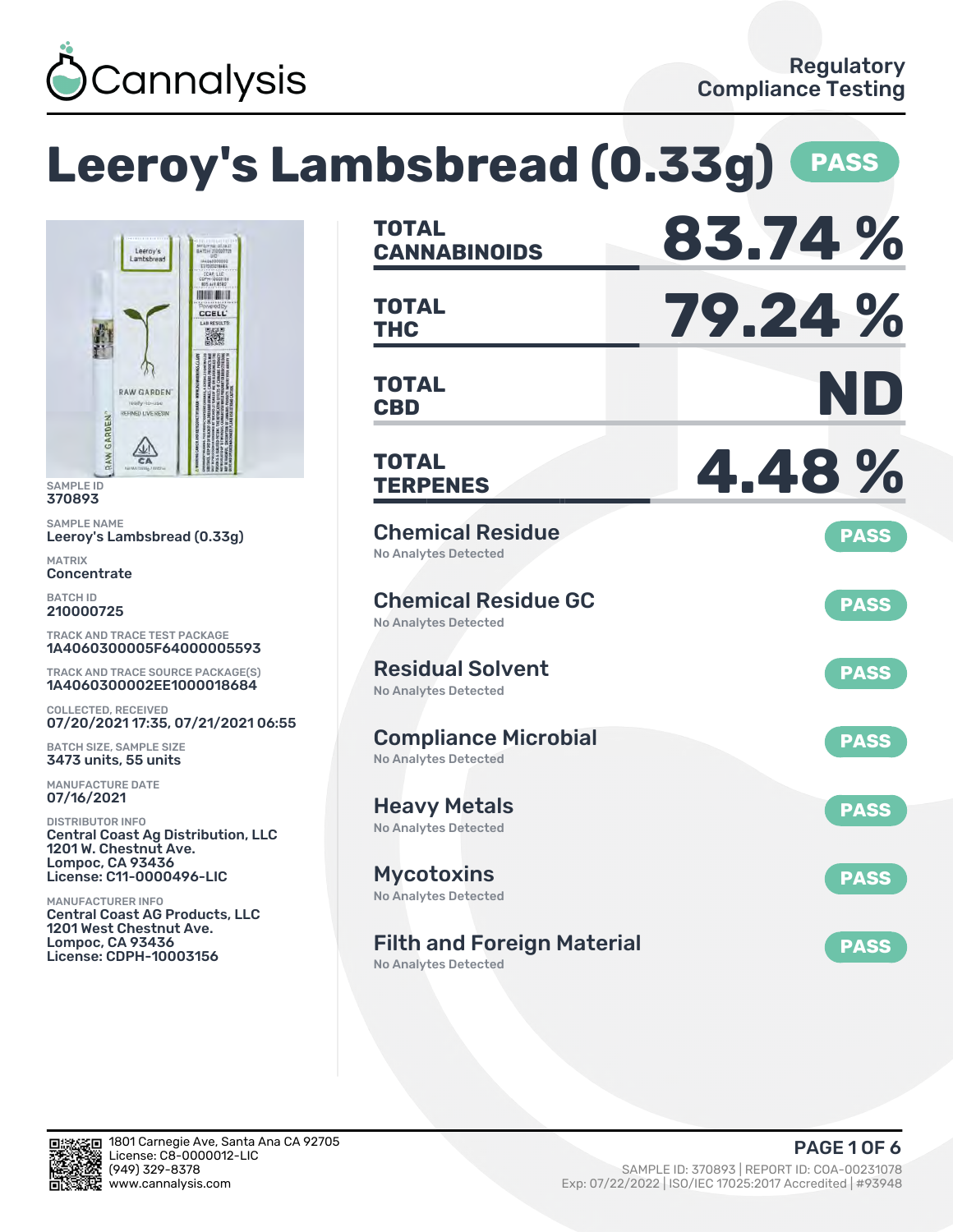Cannalysis

Regulatory Compliance Testing

# Leeroy's Lambsbread (0.33g) PASS

SAMPLE ID
370893

SAMPLE NAME
Leeroy's Lambsbread (0.33g)

MATRIX
Concentrate

BATCH ID
210000725

TRACK AND TRACE TEST PACKAGE
1A4060300005F64000005593

TRACK AND TRACE SOURCE PACKAGE(S)
1A4060300002EE1000018684

COLLECTED, RECEIVED
07/20/2021 17:35, 07/21/2021 06:55

BATCH SIZE, SAMPLE SIZE
3473 units, 55 units

MANUFACTURE DATE
07/16/2021

DISTRIBUTOR INFO
Central Coast Ag Distribution, LLC
1201 W. Chestnut Ave.
Lompoc, CA 93436
License: C11-0000496-LIC

MANUFACTURER INFO
Central Coast AG Products, LLC
1201 West Chestnut Ave.
Lompoc, CA 93436
License: CDPH-10003156

| | |
|---|---|
| **TOTAL CANNABINOIDS** | **83.74 %** |
| **TOTAL THC** | **79.24 %** |
| **TOTAL CBD** | **ND** |
| **TOTAL TERPENES** | **4.48 %** |

| Test | Result | Status |
|---|---|---|
| Chemical Residue | No Analytes Detected | PASS |
| Chemical Residue GC | No Analytes Detected | PASS |
| Residual Solvent | No Analytes Detected | PASS |
| Compliance Microbial | No Analytes Detected | PASS |
| Heavy Metals | No Analytes Detected | PASS |
| Mycotoxins | No Analytes Detected | PASS |
| Filth and Foreign Material | No Analytes Detected | PASS |

1801 Carnegie Ave, Santa Ana CA 92705
License: C8-0000012-LIC
(949) 329-8378
www.cannalysis.com

SAMPLE ID: 370893 | REPORT ID: COA-00231078
Exp: 07/22/2022 | ISO/IEC 17025:2017 Accredited | #93948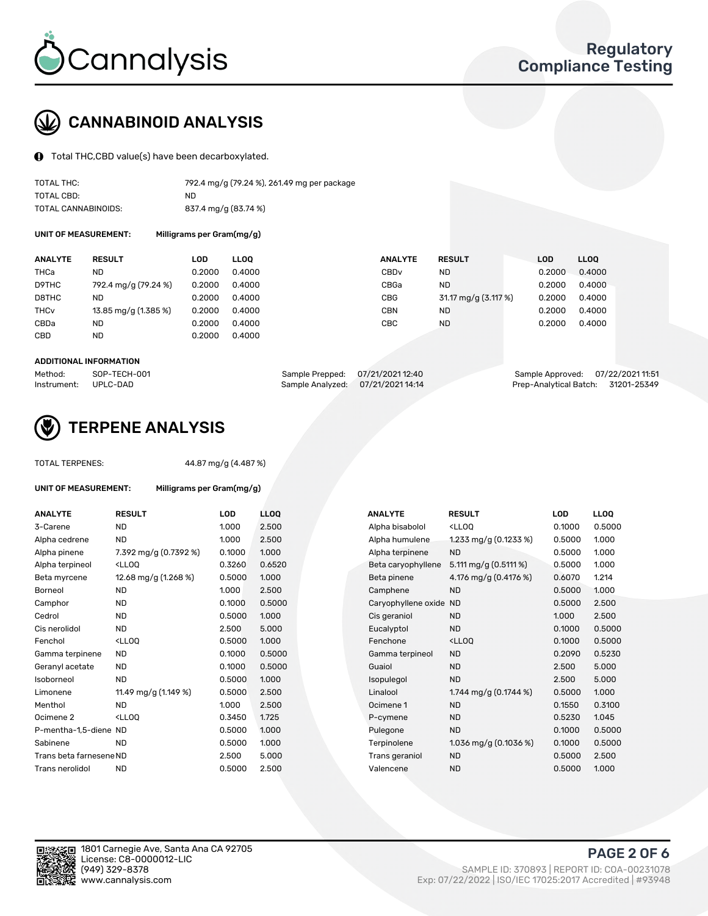# Cannalysis

**Regulatory Compliance Testing**

## CANNABINOID ANALYSIS

Total THC,CBD value(s) have been decarboxylated.

| | |
|---|---|
| TOTAL THC: | 792.4 mg/g (79.24 %), 261.49 mg per package |
| TOTAL CBD: | ND |
| TOTAL CANNABINOIDS: | 837.4 mg/g (83.74 %) |

**UNIT OF MEASUREMENT:** Milligrams per Gram(mg/g)

| ANALYTE | RESULT | LOD | LLOQ | ANALYTE | RESULT | LOD | LLOQ |
|---|---|---|---|---|---|---|---|
| THCa | ND | 0.2000 | 0.4000 | CBDv | ND | 0.2000 | 0.4000 |
| D9THC | 792.4 mg/g (79.24 %) | 0.2000 | 0.4000 | CBGa | ND | 0.2000 | 0.4000 |
| D8THC | ND | 0.2000 | 0.4000 | CBG | 31.17 mg/g (3.117 %) | 0.2000 | 0.4000 |
| THCv | 13.85 mg/g (1.385 %) | 0.2000 | 0.4000 | CBN | ND | 0.2000 | 0.4000 |
| CBDa | ND | 0.2000 | 0.4000 | CBC | ND | 0.2000 | 0.4000 |
| CBD | ND | 0.2000 | 0.4000 | | | | |

**ADDITIONAL INFORMATION**

| | | | | | |
|---|---|---|---|---|---|
| Method: | SOP-TECH-001 | Sample Prepped: | 07/21/2021 12:40 | Sample Approved: | 07/22/2021 11:51 |
| Instrument: | UPLC-DAD | Sample Analyzed: | 07/21/2021 14:14 | Prep-Analytical Batch: | 31201-25349 |

## TERPENE ANALYSIS

TOTAL TERPENES: 44.87 mg/g (4.487 %)

**UNIT OF MEASUREMENT:** Milligrams per Gram(mg/g)

| ANALYTE | RESULT | LOD | LLOQ | ANALYTE | RESULT | LOD | LLOQ |
|---|---|---|---|---|---|---|---|
| 3-Carene | ND | 1.000 | 2.500 | Alpha bisabolol | <LLOQ | 0.1000 | 0.5000 |
| Alpha cedrene | ND | 1.000 | 2.500 | Alpha humulene | 1.233 mg/g (0.1233 %) | 0.5000 | 1.000 |
| Alpha pinene | 7.392 mg/g (0.7392 %) | 0.1000 | 1.000 | Alpha terpinene | ND | 0.5000 | 1.000 |
| Alpha terpineol | <LLOQ | 0.3260 | 0.6520 | Beta caryophyllene | 5.111 mg/g (0.5111 %) | 0.5000 | 1.000 |
| Beta myrcene | 12.68 mg/g (1.268 %) | 0.5000 | 1.000 | Beta pinene | 4.176 mg/g (0.4176 %) | 0.6070 | 1.214 |
| Borneol | ND | 1.000 | 2.500 | Camphene | ND | 0.5000 | 1.000 |
| Camphor | ND | 0.1000 | 0.5000 | Caryophyllene oxide | ND | 0.5000 | 2.500 |
| Cedrol | ND | 0.5000 | 1.000 | Cis geraniol | ND | 1.000 | 2.500 |
| Cis nerolidol | ND | 2.500 | 5.000 | Eucalyptol | ND | 0.1000 | 0.5000 |
| Fenchol | <LLOQ | 0.5000 | 1.000 | Fenchone | <LLOQ | 0.1000 | 0.5000 |
| Gamma terpinene | ND | 0.1000 | 0.5000 | Gamma terpineol | ND | 0.2090 | 0.5230 |
| Geranyl acetate | ND | 0.1000 | 0.5000 | Guaiol | ND | 2.500 | 5.000 |
| Isoborneol | ND | 0.5000 | 1.000 | Isopulegol | ND | 2.500 | 5.000 |
| Limonene | 11.49 mg/g (1.149 %) | 0.5000 | 2.500 | Linalool | 1.744 mg/g (0.1744 %) | 0.5000 | 1.000 |
| Menthol | ND | 1.000 | 2.500 | Ocimene 1 | ND | 0.1550 | 0.3100 |
| Ocimene 2 | <LLOQ | 0.3450 | 1.725 | P-cymene | ND | 0.5230 | 1.045 |
| P-mentha-1,5-diene | ND | 0.5000 | 1.000 | Pulegone | ND | 0.1000 | 0.5000 |
| Sabinene | ND | 0.5000 | 1.000 | Terpinolene | 1.036 mg/g (0.1036 %) | 0.1000 | 0.5000 |
| Trans beta farnesene | ND | 2.500 | 5.000 | Trans geraniol | ND | 0.5000 | 2.500 |
| Trans nerolidol | ND | 0.5000 | 2.500 | Valencene | ND | 0.5000 | 1.000 |

1801 Carnegie Ave, Santa Ana CA 92705
License: C8-0000012-LIC
(949) 329-8378
www.cannalysis.com

SAMPLE ID: 370893 | REPORT ID: COA-00231078
Exp: 07/22/2022 | ISO/IEC 17025:2017 Accredited | #93948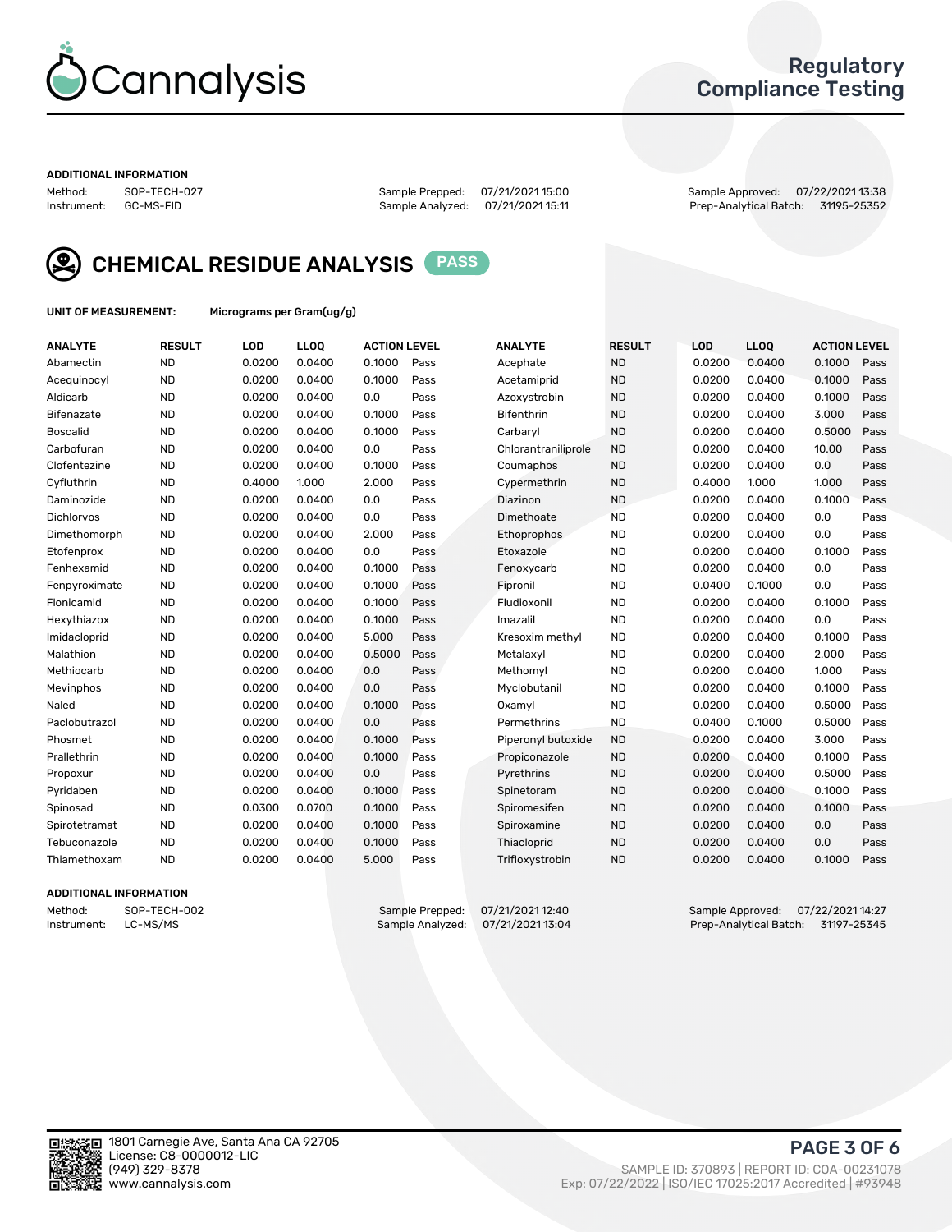# Regulatory Compliance Testing

## ADDITIONAL INFORMATION

Method: SOP-TECH-027
Instrument: GC-MS-FID

Sample Prepped: 07/21/2021 15:00
Sample Analyzed: 07/21/2021 15:11

Sample Approved: 07/22/2021 13:38
Prep-Analytical Batch: 31195-25352

## CHEMICAL RESIDUE ANALYSIS PASS

UNIT OF MEASUREMENT: Micrograms per Gram(ug/g)

| ANALYTE | RESULT | LOD | LLOQ | ACTION LEVEL | | ANALYTE | RESULT | LOD | LLOQ | ACTION LEVEL | |
|---|---|---|---|---|---|---|---|---|---|---|---|
| Abamectin | ND | 0.0200 | 0.0400 | 0.1000 | Pass | Acephate | ND | 0.0200 | 0.0400 | 0.1000 | Pass |
| Acequinocyl | ND | 0.0200 | 0.0400 | 0.1000 | Pass | Acetamiprid | ND | 0.0200 | 0.0400 | 0.1000 | Pass |
| Aldicarb | ND | 0.0200 | 0.0400 | 0.0 | Pass | Azoxystrobin | ND | 0.0200 | 0.0400 | 0.1000 | Pass |
| Bifenazate | ND | 0.0200 | 0.0400 | 0.1000 | Pass | Bifenthrin | ND | 0.0200 | 0.0400 | 3.000 | Pass |
| Boscalid | ND | 0.0200 | 0.0400 | 0.1000 | Pass | Carbaryl | ND | 0.0200 | 0.0400 | 0.5000 | Pass |
| Carbofuran | ND | 0.0200 | 0.0400 | 0.0 | Pass | Chlorantraniliprole | ND | 0.0200 | 0.0400 | 10.00 | Pass |
| Clofentezine | ND | 0.0200 | 0.0400 | 0.1000 | Pass | Coumaphos | ND | 0.0200 | 0.0400 | 0.0 | Pass |
| Cyfluthrin | ND | 0.4000 | 1.000 | 2.000 | Pass | Cypermethrin | ND | 0.4000 | 1.000 | 1.000 | Pass |
| Daminozide | ND | 0.0200 | 0.0400 | 0.0 | Pass | Diazinon | ND | 0.0200 | 0.0400 | 0.1000 | Pass |
| Dichlorvos | ND | 0.0200 | 0.0400 | 0.0 | Pass | Dimethoate | ND | 0.0200 | 0.0400 | 0.0 | Pass |
| Dimethomorph | ND | 0.0200 | 0.0400 | 2.000 | Pass | Ethoprophos | ND | 0.0200 | 0.0400 | 0.0 | Pass |
| Etofenprox | ND | 0.0200 | 0.0400 | 0.0 | Pass | Etoxazole | ND | 0.0200 | 0.0400 | 0.1000 | Pass |
| Fenhexamid | ND | 0.0200 | 0.0400 | 0.1000 | Pass | Fenoxycarb | ND | 0.0200 | 0.0400 | 0.0 | Pass |
| Fenpyroximate | ND | 0.0200 | 0.0400 | 0.1000 | Pass | Fipronil | ND | 0.0400 | 0.1000 | 0.0 | Pass |
| Flonicamid | ND | 0.0200 | 0.0400 | 0.1000 | Pass | Fludioxonil | ND | 0.0200 | 0.0400 | 0.1000 | Pass |
| Hexythiazox | ND | 0.0200 | 0.0400 | 0.1000 | Pass | Imazalil | ND | 0.0200 | 0.0400 | 0.0 | Pass |
| Imidacloprid | ND | 0.0200 | 0.0400 | 5.000 | Pass | Kresoxim methyl | ND | 0.0200 | 0.0400 | 0.1000 | Pass |
| Malathion | ND | 0.0200 | 0.0400 | 0.5000 | Pass | Metalaxyl | ND | 0.0200 | 0.0400 | 2.000 | Pass |
| Methiocarb | ND | 0.0200 | 0.0400 | 0.0 | Pass | Methomyl | ND | 0.0200 | 0.0400 | 1.000 | Pass |
| Mevinphos | ND | 0.0200 | 0.0400 | 0.0 | Pass | Myclobutanil | ND | 0.0200 | 0.0400 | 0.1000 | Pass |
| Naled | ND | 0.0200 | 0.0400 | 0.1000 | Pass | Oxamyl | ND | 0.0200 | 0.0400 | 0.5000 | Pass |
| Paclobutrazol | ND | 0.0200 | 0.0400 | 0.0 | Pass | Permethrins | ND | 0.0400 | 0.1000 | 0.5000 | Pass |
| Phosmet | ND | 0.0200 | 0.0400 | 0.1000 | Pass | Piperonyl butoxide | ND | 0.0200 | 0.0400 | 3.000 | Pass |
| Prallethrin | ND | 0.0200 | 0.0400 | 0.1000 | Pass | Propiconazole | ND | 0.0200 | 0.0400 | 0.1000 | Pass |
| Propoxur | ND | 0.0200 | 0.0400 | 0.0 | Pass | Pyrethrins | ND | 0.0200 | 0.0400 | 0.5000 | Pass |
| Pyridaben | ND | 0.0200 | 0.0400 | 0.1000 | Pass | Spinetoram | ND | 0.0200 | 0.0400 | 0.1000 | Pass |
| Spinosad | ND | 0.0300 | 0.0700 | 0.1000 | Pass | Spiromesifen | ND | 0.0200 | 0.0400 | 0.1000 | Pass |
| Spirotetramat | ND | 0.0200 | 0.0400 | 0.1000 | Pass | Spiroxamine | ND | 0.0200 | 0.0400 | 0.0 | Pass |
| Tebuconazole | ND | 0.0200 | 0.0400 | 0.1000 | Pass | Thiacloprid | ND | 0.0200 | 0.0400 | 0.0 | Pass |
| Thiamethoxam | ND | 0.0200 | 0.0400 | 5.000 | Pass | Trifloxystrobin | ND | 0.0200 | 0.0400 | 0.1000 | Pass |

## ADDITIONAL INFORMATION

Method: SOP-TECH-002
Instrument: LC-MS/MS

Sample Prepped: 07/21/2021 12:40
Sample Analyzed: 07/21/2021 13:04

Sample Approved: 07/22/2021 14:27
Prep-Analytical Batch: 31197-25345

1801 Carnegie Ave, Santa Ana CA 92705
License: C8-0000012-LIC
(949) 329-8378
www.cannalysis.com

SAMPLE ID: 370893 | REPORT ID: COA-00231078
Exp: 07/22/2022 | ISO/IEC 17025:2017 Accredited | #93948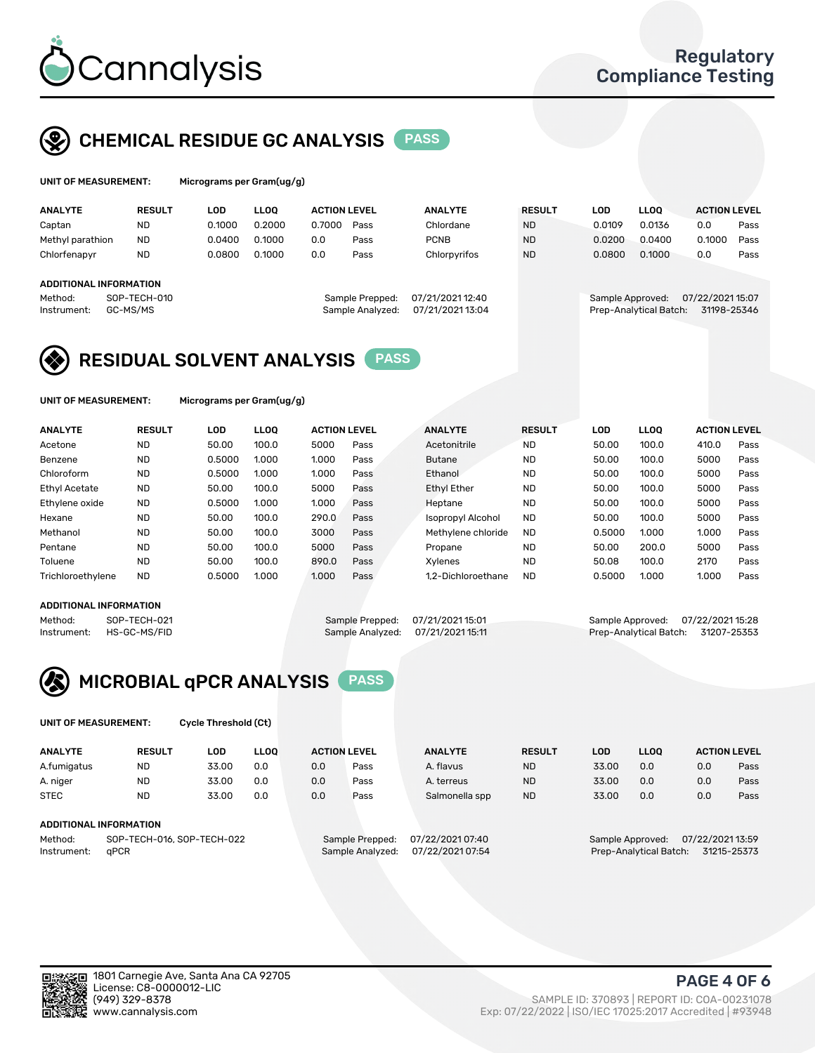# Cannalysis

Regulatory Compliance Testing

## CHEMICAL RESIDUE GC ANALYSIS PASS

**UNIT OF MEASUREMENT:** Micrograms per Gram(ug/g)

| ANALYTE | RESULT | LOD | LLOQ | ACTION LEVEL | | ANALYTE | RESULT | LOD | LLOQ | ACTION LEVEL | |
|---|---|---|---|---|---|---|---|---|---|---|---|
| Captan | ND | 0.1000 | 0.2000 | 0.7000 | Pass | Chlordane | ND | 0.0109 | 0.0136 | 0.0 | Pass |
| Methyl parathion | ND | 0.0400 | 0.1000 | 0.0 | Pass | PCNB | ND | 0.0200 | 0.0400 | 0.1000 | Pass |
| Chlorfenapyr | ND | 0.0800 | 0.1000 | 0.0 | Pass | Chlorpyrifos | ND | 0.0800 | 0.1000 | 0.0 | Pass |

**ADDITIONAL INFORMATION**

Method: SOP-TECH-010
Instrument: GC-MS/MS

Sample Prepped: 07/21/2021 12:40
Sample Analyzed: 07/21/2021 13:04

Sample Approved: 07/22/2021 15:07
Prep-Analytical Batch: 31198-25346

## RESIDUAL SOLVENT ANALYSIS PASS

**UNIT OF MEASUREMENT:** Micrograms per Gram(ug/g)

| ANALYTE | RESULT | LOD | LLOQ | ACTION LEVEL | | ANALYTE | RESULT | LOD | LLOQ | ACTION LEVEL | |
|---|---|---|---|---|---|---|---|---|---|---|---|
| Acetone | ND | 50.00 | 100.0 | 5000 | Pass | Acetonitrile | ND | 50.00 | 100.0 | 410.0 | Pass |
| Benzene | ND | 0.5000 | 1.000 | 1.000 | Pass | Butane | ND | 50.00 | 100.0 | 5000 | Pass |
| Chloroform | ND | 0.5000 | 1.000 | 1.000 | Pass | Ethanol | ND | 50.00 | 100.0 | 5000 | Pass |
| Ethyl Acetate | ND | 50.00 | 100.0 | 5000 | Pass | Ethyl Ether | ND | 50.00 | 100.0 | 5000 | Pass |
| Ethylene oxide | ND | 0.5000 | 1.000 | 1.000 | Pass | Heptane | ND | 50.00 | 100.0 | 5000 | Pass |
| Hexane | ND | 50.00 | 100.0 | 290.0 | Pass | Isopropyl Alcohol | ND | 50.00 | 100.0 | 5000 | Pass |
| Methanol | ND | 50.00 | 100.0 | 3000 | Pass | Methylene chloride | ND | 0.5000 | 1.000 | 1.000 | Pass |
| Pentane | ND | 50.00 | 100.0 | 5000 | Pass | Propane | ND | 50.00 | 200.0 | 5000 | Pass |
| Toluene | ND | 50.00 | 100.0 | 890.0 | Pass | Xylenes | ND | 50.08 | 100.0 | 2170 | Pass |
| Trichloroethylene | ND | 0.5000 | 1.000 | 1.000 | Pass | 1,2-Dichloroethane | ND | 0.5000 | 1.000 | 1.000 | Pass |

**ADDITIONAL INFORMATION**

Method: SOP-TECH-021
Instrument: HS-GC-MS/FID

Sample Prepped: 07/21/2021 15:01
Sample Analyzed: 07/21/2021 15:11

Sample Approved: 07/22/2021 15:28
Prep-Analytical Batch: 31207-25353

## MICROBIAL qPCR ANALYSIS PASS

**UNIT OF MEASUREMENT:** Cycle Threshold (Ct)

| ANALYTE | RESULT | LOD | LLOQ | ACTION LEVEL | | ANALYTE | RESULT | LOD | LLOQ | ACTION LEVEL | |
|---|---|---|---|---|---|---|---|---|---|---|---|
| A.fumigatus | ND | 33.00 | 0.0 | 0.0 | Pass | A. flavus | ND | 33.00 | 0.0 | 0.0 | Pass |
| A. niger | ND | 33.00 | 0.0 | 0.0 | Pass | A. terreus | ND | 33.00 | 0.0 | 0.0 | Pass |
| STEC | ND | 33.00 | 0.0 | 0.0 | Pass | Salmonella spp | ND | 33.00 | 0.0 | 0.0 | Pass |

**ADDITIONAL INFORMATION**

Method: SOP-TECH-016, SOP-TECH-022
Instrument: qPCR

Sample Prepped: 07/22/2021 07:40
Sample Analyzed: 07/22/2021 07:54

Sample Approved: 07/22/2021 13:59
Prep-Analytical Batch: 31215-25373

1801 Carnegie Ave, Santa Ana CA 92705
License: C8-0000012-LIC
(949) 329-8378
www.cannalysis.com

SAMPLE ID: 370893 | REPORT ID: COA-00231078
Exp: 07/22/2022 | ISO/IEC 17025:2017 Accredited | #93948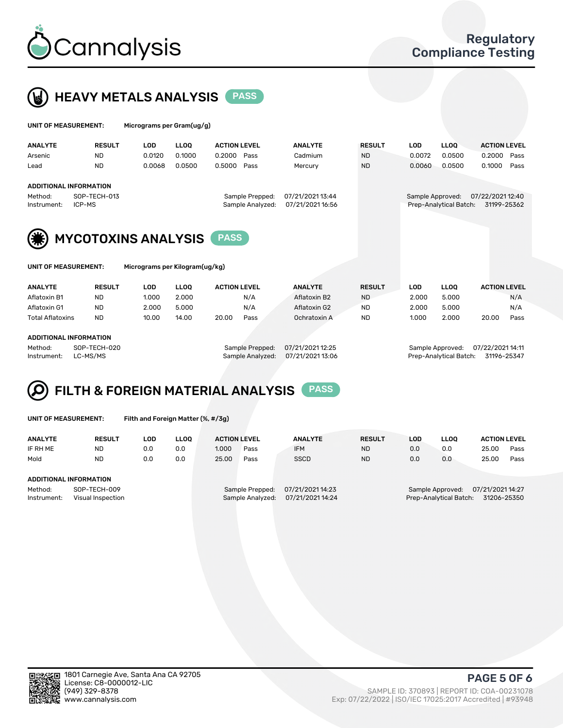# HEAVY METALS ANALYSIS PASS

**UNIT OF MEASUREMENT:** Micrograms per Gram(ug/g)

| ANALYTE | RESULT | LOD | LLOQ | ACTION LEVEL | | ANALYTE | RESULT | LOD | LLOQ | ACTION LEVEL | |
|---|---|---|---|---|---|---|---|---|---|---|---|
| Arsenic | ND | 0.0120 | 0.1000 | 0.2000 | Pass | Cadmium | ND | 0.0072 | 0.0500 | 0.2000 | Pass |
| Lead | ND | 0.0068 | 0.0500 | 0.5000 | Pass | Mercury | ND | 0.0060 | 0.0500 | 0.1000 | Pass |

**ADDITIONAL INFORMATION**

| | | | | | |
|---|---|---|---|---|---|
| Method: | SOP-TECH-013 | Sample Prepped: | 07/21/2021 13:44 | Sample Approved: | 07/22/2021 12:40 |
| Instrument: | ICP-MS | Sample Analyzed: | 07/21/2021 16:56 | Prep-Analytical Batch: | 31199-25362 |

# MYCOTOXINS ANALYSIS PASS

**UNIT OF MEASUREMENT:** Micrograms per Kilogram(ug/kg)

| ANALYTE | RESULT | LOD | LLOQ | ACTION LEVEL | | ANALYTE | RESULT | LOD | LLOQ | ACTION LEVEL | |
|---|---|---|---|---|---|---|---|---|---|---|---|
| Aflatoxin B1 | ND | 1.000 | 2.000 | | N/A | Aflatoxin B2 | ND | 2.000 | 5.000 | | N/A |
| Aflatoxin G1 | ND | 2.000 | 5.000 | | N/A | Aflatoxin G2 | ND | 2.000 | 5.000 | | N/A |
| Total Aflatoxins | ND | 10.00 | 14.00 | 20.00 | Pass | Ochratoxin A | ND | 1.000 | 2.000 | 20.00 | Pass |

**ADDITIONAL INFORMATION**

| | | | | | |
|---|---|---|---|---|---|
| Method: | SOP-TECH-020 | Sample Prepped: | 07/21/2021 12:25 | Sample Approved: | 07/22/2021 14:11 |
| Instrument: | LC-MS/MS | Sample Analyzed: | 07/21/2021 13:06 | Prep-Analytical Batch: | 31196-25347 |

# FILTH & FOREIGN MATERIAL ANALYSIS PASS

**UNIT OF MEASUREMENT:** Filth and Foreign Matter (%, #/3g)

| ANALYTE | RESULT | LOD | LLOQ | ACTION LEVEL | | ANALYTE | RESULT | LOD | LLOQ | ACTION LEVEL | |
|---|---|---|---|---|---|---|---|---|---|---|---|
| IF RH ME | ND | 0.0 | 0.0 | 1.000 | Pass | IFM | ND | 0.0 | 0.0 | 25.00 | Pass |
| Mold | ND | 0.0 | 0.0 | 25.00 | Pass | SSCD | ND | 0.0 | 0.0 | 25.00 | Pass |

**ADDITIONAL INFORMATION**

| | | | | | |
|---|---|---|---|---|---|
| Method: | SOP-TECH-009 | Sample Prepped: | 07/21/2021 14:23 | Sample Approved: | 07/21/2021 14:27 |
| Instrument: | Visual Inspection | Sample Analyzed: | 07/21/2021 14:24 | Prep-Analytical Batch: | 31206-25350 |

1801 Carnegie Ave, Santa Ana CA 92705
License: C8-0000012-LIC
(949) 329-8378
www.cannalysis.com

SAMPLE ID: 370893 | REPORT ID: COA-00231078
Exp: 07/22/2022 | ISO/IEC 17025:2017 Accredited | #93948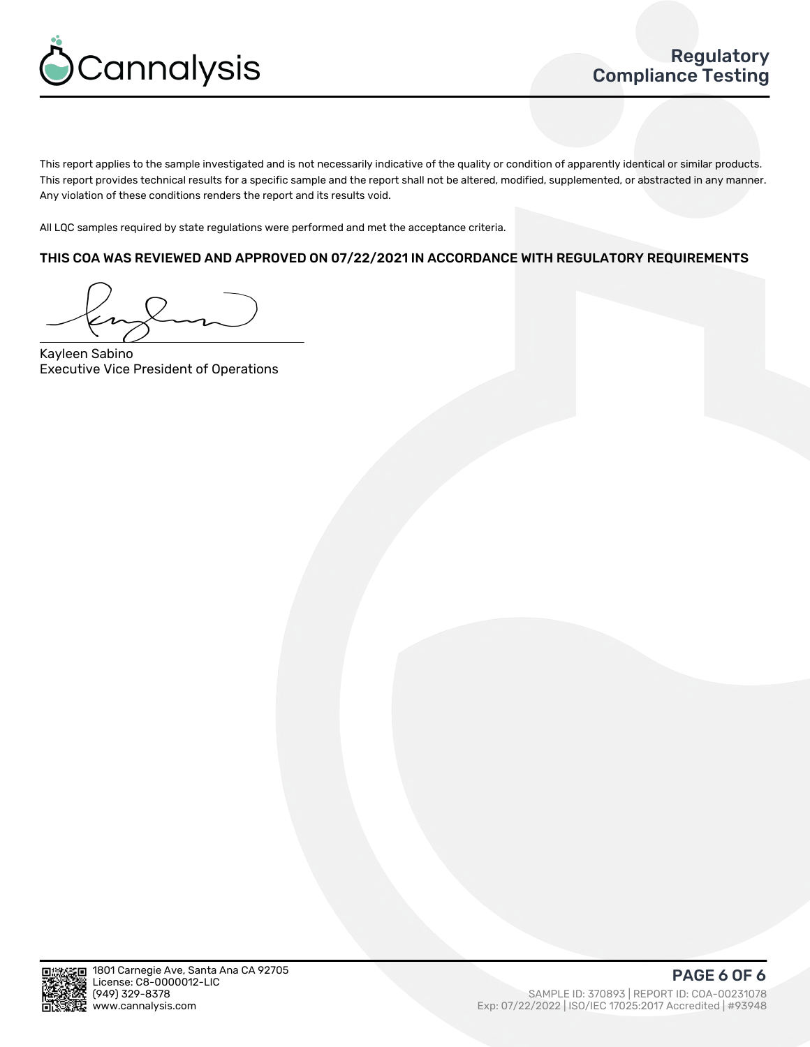This report applies to the sample investigated and is not necessarily indicative of the quality or condition of apparently identical or similar products. This report provides technical results for a specific sample and the report shall not be altered, modified, supplemented, or abstracted in any manner. Any violation of these conditions renders the report and its results void.

All LQC samples required by state regulations were performed and met the acceptance criteria.

**THIS COA WAS REVIEWED AND APPROVED ON 07/22/2021 IN ACCORDANCE WITH REGULATORY REQUIREMENTS**

Kayleen Sabino
Executive Vice President of Operations